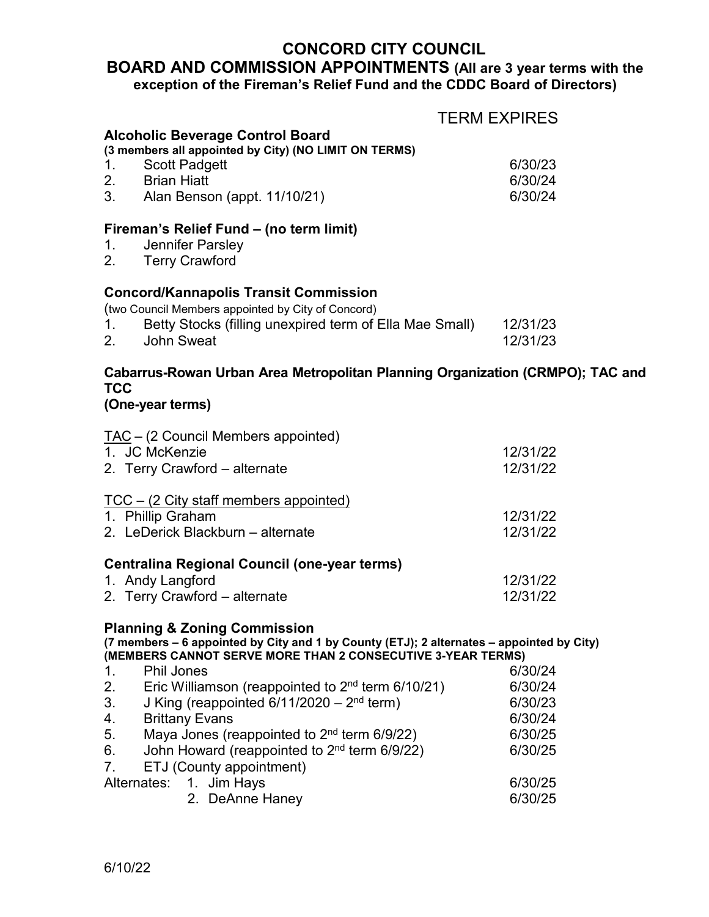# CONCORD CITY COUNCIL

## BOARD AND COMMISSION APPOINTMENTS (All are 3 year terms with the exception of the Fireman's Relief Fund and the CDDC Board of Directors)

| | TERM EXPIRES |
|---|---|

### Alcoholic Beverage Control Board

**(3 members all appointed by City) (NO LIMIT ON TERMS)**

| | |
|---|---|
| 1. Scott Padgett | 6/30/23 |
| 2. Brian Hiatt | 6/30/24 |
| 3. Alan Benson (appt. 11/10/21) | 6/30/24 |

### Fireman's Relief Fund – (no term limit)

1. Jennifer Parsley
2. Terry Crawford

### Concord/Kannapolis Transit Commission

(two Council Members appointed by City of Concord)

| | |
|---|---|
| 1. Betty Stocks (filling unexpired term of Ella Mae Small) | 12/31/23 |
| 2. John Sweat | 12/31/23 |

### Cabarrus-Rowan Urban Area Metropolitan Planning Organization (CRMPO); TAC and TCC

**(One-year terms)**

TAC – (2 Council Members appointed)

| | |
|---|---|
| 1. JC McKenzie | 12/31/22 |
| 2. Terry Crawford – alternate | 12/31/22 |

TCC – (2 City staff members appointed)

| | |
|---|---|
| 1. Phillip Graham | 12/31/22 |
| 2. LeDerick Blackburn – alternate | 12/31/22 |

### Centralina Regional Council (one-year terms)

| | |
|---|---|
| 1. Andy Langford | 12/31/22 |
| 2. Terry Crawford – alternate | 12/31/22 |

### Planning & Zoning Commission

**(7 members – 6 appointed by City and 1 by County (ETJ); 2 alternates – appointed by City)**
**(MEMBERS CANNOT SERVE MORE THAN 2 CONSECUTIVE 3-YEAR TERMS)**

| | |
|---|---|
| 1. Phil Jones | 6/30/24 |
| 2. Eric Williamson (reappointed to 2nd term 6/10/21) | 6/30/24 |
| 3. J King (reappointed 6/11/2020 – 2nd term) | 6/30/23 |
| 4. Brittany Evans | 6/30/24 |
| 5. Maya Jones (reappointed to 2nd term 6/9/22) | 6/30/25 |
| 6. John Howard (reappointed to 2nd term 6/9/22) | 6/30/25 |
| 7. ETJ (County appointment) | |
| Alternates: 1. Jim Hays | 6/30/25 |
| 2. DeAnne Haney | 6/30/25 |

6/10/22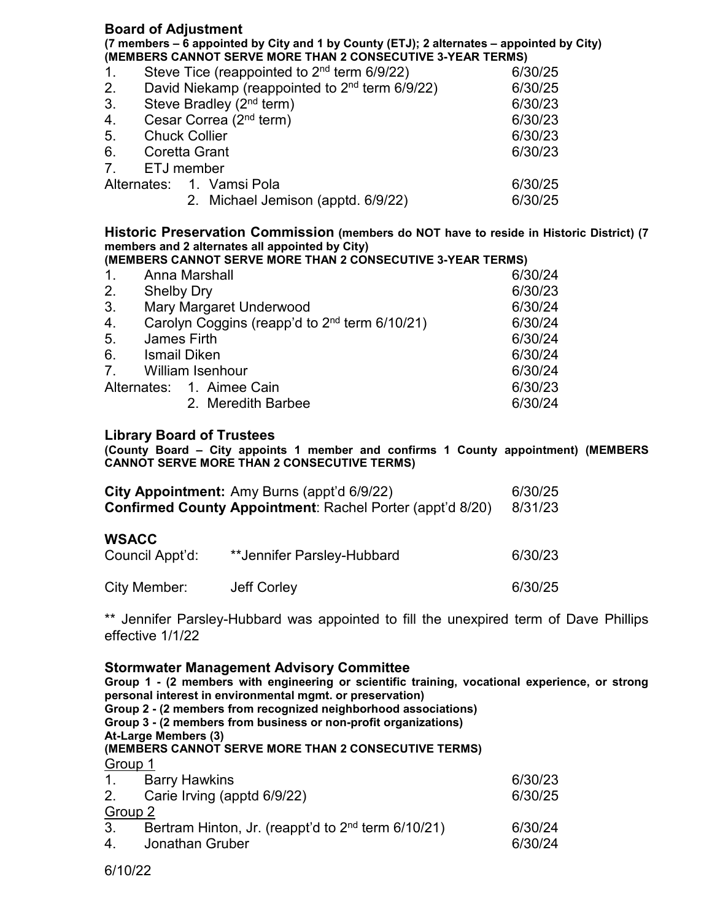## Board of Adjustment

**(7 members – 6 appointed by City and 1 by County (ETJ); 2 alternates – appointed by City)**
**(MEMBERS CANNOT SERVE MORE THAN 2 CONSECUTIVE 3-YEAR TERMS)**

| | | |
|---|---|---|
| 1. | Steve Tice (reappointed to 2nd term 6/9/22) | 6/30/25 |
| 2. | David Niekamp (reappointed to 2nd term 6/9/22) | 6/30/25 |
| 3. | Steve Bradley (2nd term) | 6/30/23 |
| 4. | Cesar Correa (2nd term) | 6/30/23 |
| 5. | Chuck Collier | 6/30/23 |
| 6. | Coretta Grant | 6/30/23 |
| 7. | ETJ member | |
| Alternates: | 1. Vamsi Pola | 6/30/25 |
| | 2. Michael Jemison (apptd. 6/9/22) | 6/30/25 |

## Historic Preservation Commission

**(members do NOT have to reside in Historic District) (7 members and 2 alternates all appointed by City)**
**(MEMBERS CANNOT SERVE MORE THAN 2 CONSECUTIVE 3-YEAR TERMS)**

| | | |
|---|---|---|
| 1. | Anna Marshall | 6/30/24 |
| 2. | Shelby Dry | 6/30/23 |
| 3. | Mary Margaret Underwood | 6/30/24 |
| 4. | Carolyn Coggins (reapp'd to 2nd term 6/10/21) | 6/30/24 |
| 5. | James Firth | 6/30/24 |
| 6. | Ismail Diken | 6/30/24 |
| 7. | William Isenhour | 6/30/24 |
| Alternates: | 1. Aimee Cain | 6/30/23 |
| | 2. Meredith Barbee | 6/30/24 |

## Library Board of Trustees

**(County Board – City appoints 1 member and confirms 1 County appointment) (MEMBERS CANNOT SERVE MORE THAN 2 CONSECUTIVE TERMS)**

| | |
|---|---|
| **City Appointment:** Amy Burns (appt'd 6/9/22) | 6/30/25 |
| **Confirmed County Appointment**: Rachel Porter (appt'd 8/20) | 8/31/23 |

## WSACC

| | | |
|---|---|---|
| Council Appt'd: | **Jennifer Parsley-Hubbard | 6/30/23 |
| City Member: | Jeff Corley | 6/30/25 |

** Jennifer Parsley-Hubbard was appointed to fill the unexpired term of Dave Phillips effective 1/1/22

## Stormwater Management Advisory Committee

**Group 1 - (2 members with engineering or scientific training, vocational experience, or strong personal interest in environmental mgmt. or preservation)**
**Group 2 - (2 members from recognized neighborhood associations)**
**Group 3 - (2 members from business or non-profit organizations)**
**At-Large Members (3)**
**(MEMBERS CANNOT SERVE MORE THAN 2 CONSECUTIVE TERMS)**

<u>Group 1</u>

| | | |
|---|---|---|
| 1. | Barry Hawkins | 6/30/23 |
| 2. | Carie Irving (apptd 6/9/22) | 6/30/25 |

<u>Group 2</u>

| | | |
|---|---|---|
| 3. | Bertram Hinton, Jr. (reappt'd to 2nd term 6/10/21) | 6/30/24 |
| 4. | Jonathan Gruber | 6/30/24 |

6/10/22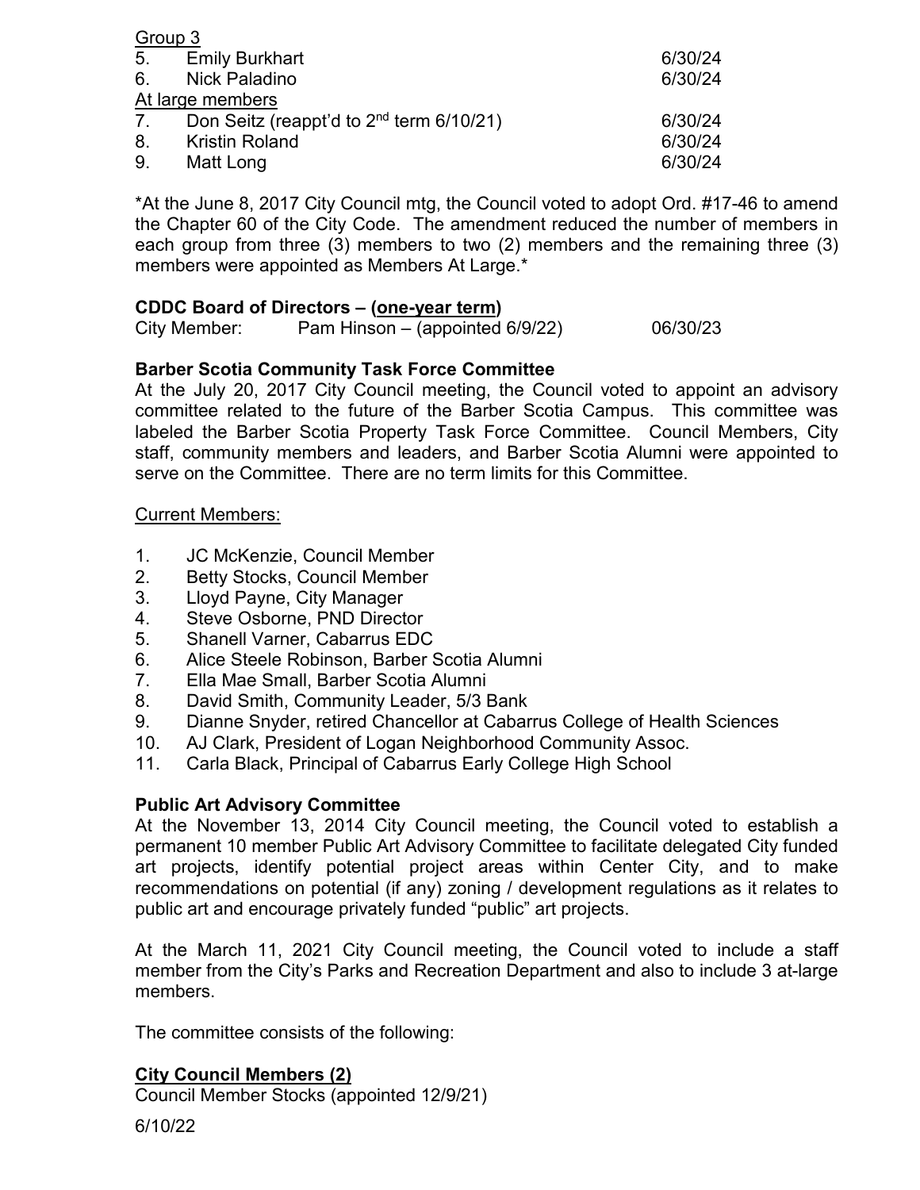Group 3

| | | |
|---|---|---|
| 5. | Emily Burkhart | 6/30/24 |
| 6. | Nick Paladino | 6/30/24 |

At large members

| | | |
|---|---|---|
| 7. | Don Seitz (reappt'd to 2nd term 6/10/21) | 6/30/24 |
| 8. | Kristin Roland | 6/30/24 |
| 9. | Matt Long | 6/30/24 |

*At the June 8, 2017 City Council mtg, the Council voted to adopt Ord. #17-46 to amend the Chapter 60 of the City Code. The amendment reduced the number of members in each group from three (3) members to two (2) members and the remaining three (3) members were appointed as Members At Large.*

**CDDC Board of Directors – (one-year term)**

City Member: Pam Hinson – (appointed 6/9/22) 06/30/23

**Barber Scotia Community Task Force Committee**

At the July 20, 2017 City Council meeting, the Council voted to appoint an advisory committee related to the future of the Barber Scotia Campus. This committee was labeled the Barber Scotia Property Task Force Committee. Council Members, City staff, community members and leaders, and Barber Scotia Alumni were appointed to serve on the Committee. There are no term limits for this Committee.

Current Members:

1. JC McKenzie, Council Member
2. Betty Stocks, Council Member
3. Lloyd Payne, City Manager
4. Steve Osborne, PND Director
5. Shanell Varner, Cabarrus EDC
6. Alice Steele Robinson, Barber Scotia Alumni
7. Ella Mae Small, Barber Scotia Alumni
8. David Smith, Community Leader, 5/3 Bank
9. Dianne Snyder, retired Chancellor at Cabarrus College of Health Sciences
10. AJ Clark, President of Logan Neighborhood Community Assoc.
11. Carla Black, Principal of Cabarrus Early College High School

**Public Art Advisory Committee**

At the November 13, 2014 City Council meeting, the Council voted to establish a permanent 10 member Public Art Advisory Committee to facilitate delegated City funded art projects, identify potential project areas within Center City, and to make recommendations on potential (if any) zoning / development regulations as it relates to public art and encourage privately funded "public" art projects.

At the March 11, 2021 City Council meeting, the Council voted to include a staff member from the City's Parks and Recreation Department and also to include 3 at-large members.

The committee consists of the following:

**City Council Members (2)**

Council Member Stocks (appointed 12/9/21)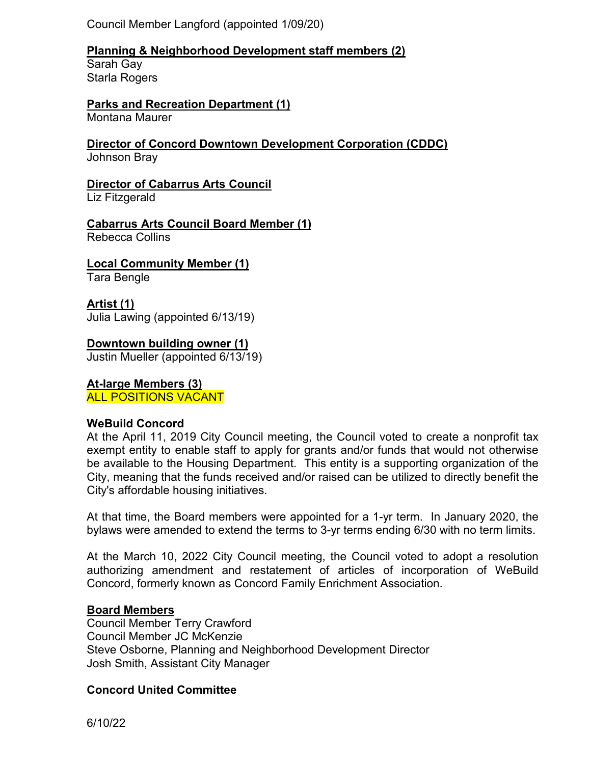Council Member Langford (appointed 1/09/20)

**Planning & Neighborhood Development staff members (2)**
Sarah Gay
Starla Rogers

**Parks and Recreation Department (1)**
Montana Maurer

**Director of Concord Downtown Development Corporation (CDDC)**
Johnson Bray

**Director of Cabarrus Arts Council**
Liz Fitzgerald

**Cabarrus Arts Council Board Member (1)**
Rebecca Collins

**Local Community Member (1)**
Tara Bengle

**Artist (1)**
Julia Lawing (appointed 6/13/19)

**Downtown building owner (1)**
Justin Mueller (appointed 6/13/19)

**At-large Members (3)**
ALL POSITIONS VACANT

**WeBuild Concord**

At the April 11, 2019 City Council meeting, the Council voted to create a nonprofit tax exempt entity to enable staff to apply for grants and/or funds that would not otherwise be available to the Housing Department. This entity is a supporting organization of the City, meaning that the funds received and/or raised can be utilized to directly benefit the City's affordable housing initiatives.

At that time, the Board members were appointed for a 1-yr term. In January 2020, the bylaws were amended to extend the terms to 3-yr terms ending 6/30 with no term limits.

At the March 10, 2022 City Council meeting, the Council voted to adopt a resolution authorizing amendment and restatement of articles of incorporation of WeBuild Concord, formerly known as Concord Family Enrichment Association.

**Board Members**
Council Member Terry Crawford
Council Member JC McKenzie
Steve Osborne, Planning and Neighborhood Development Director
Josh Smith, Assistant City Manager

**Concord United Committee**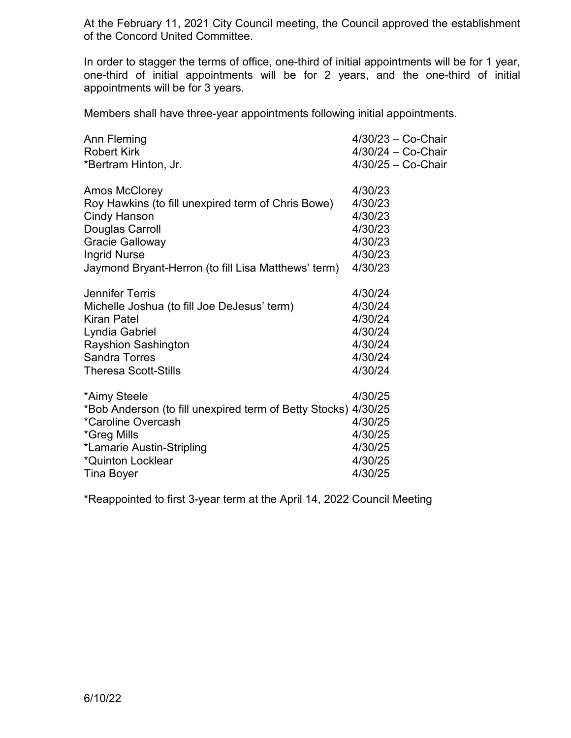At the February 11, 2021 City Council meeting, the Council approved the establishment of the Concord United Committee.

In order to stagger the terms of office, one-third of initial appointments will be for 1 year, one-third of initial appointments will be for 2 years, and the one-third of initial appointments will be for 3 years.

Members shall have three-year appointments following initial appointments.

| | |
|---|---|
| Ann Fleming | 4/30/23 – Co-Chair |
| Robert Kirk | 4/30/24 – Co-Chair |
| *Bertram Hinton, Jr. | 4/30/25 – Co-Chair |
| | |
| Amos McClorey | 4/30/23 |
| Roy Hawkins (to fill unexpired term of Chris Bowe) | 4/30/23 |
| Cindy Hanson | 4/30/23 |
| Douglas Carroll | 4/30/23 |
| Gracie Galloway | 4/30/23 |
| Ingrid Nurse | 4/30/23 |
| Jaymond Bryant-Herron (to fill Lisa Matthews' term) | 4/30/23 |
| | |
| Jennifer Terris | 4/30/24 |
| Michelle Joshua (to fill Joe DeJesus' term) | 4/30/24 |
| Kiran Patel | 4/30/24 |
| Lyndia Gabriel | 4/30/24 |
| Rayshion Sashington | 4/30/24 |
| Sandra Torres | 4/30/24 |
| Theresa Scott-Stills | 4/30/24 |
| | |
| *Aimy Steele | 4/30/25 |
| *Bob Anderson (to fill unexpired term of Betty Stocks) | 4/30/25 |
| *Caroline Overcash | 4/30/25 |
| *Greg Mills | 4/30/25 |
| *Lamarie Austin-Stripling | 4/30/25 |
| *Quinton Locklear | 4/30/25 |
| Tina Boyer | 4/30/25 |

*Reappointed to first 3-year term at the April 14, 2022 Council Meeting

6/10/22